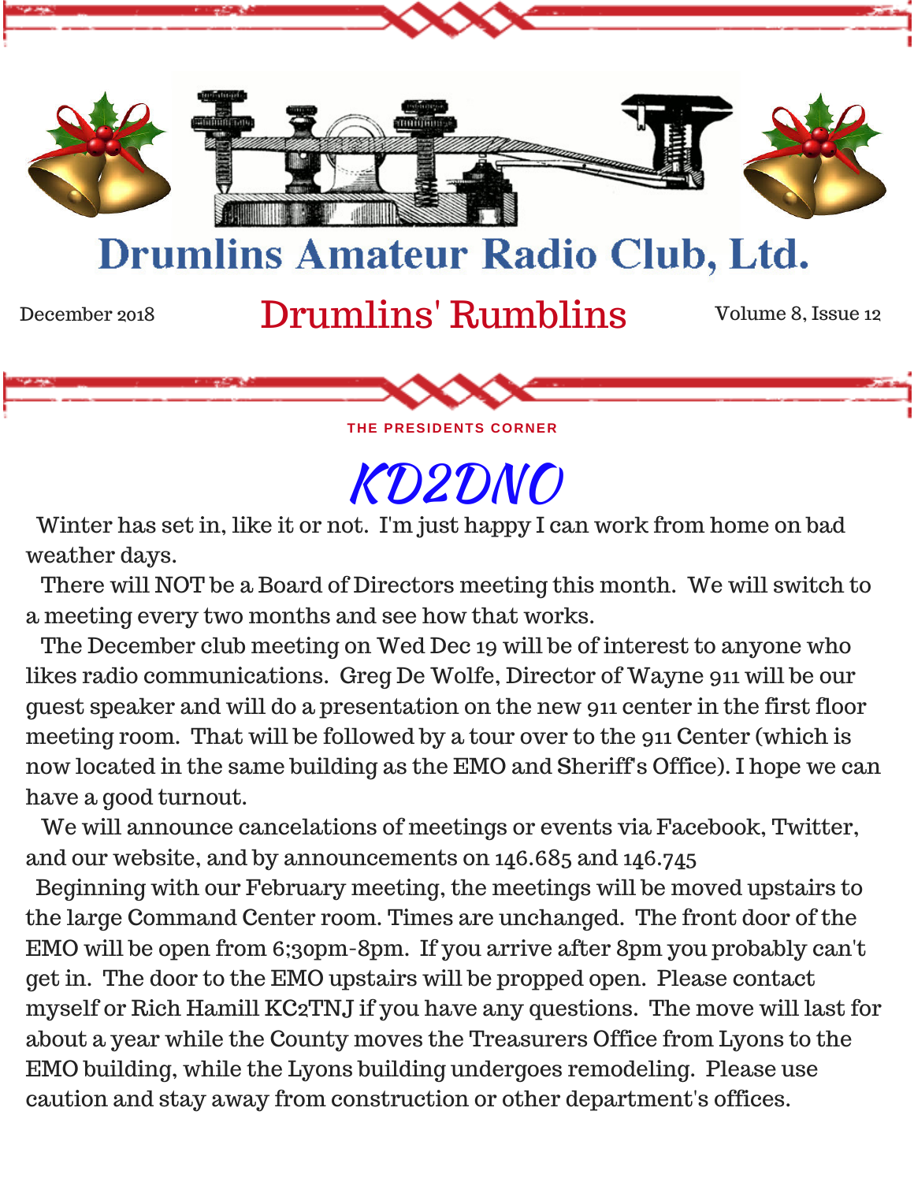# Drumlins Amateur Radio Club, Ltd.

December 2018 **Drumlins' Rumblins** Volume 8, Issue 12

### THE PRESIDENTS CORNER

## *KD2DNO*

Winter has set in, like it or not. I'm just happy I can work from home on bad weather days.

There will NOT be a Board of Directors meeting this month. We will switch to a meeting every two months and see how that works.

The December club meeting on Wed Dec 19 will be of interest to anyone who likes radio communications. Greg De Wolfe, Director of Wayne 911 will be our guest speaker and will do a presentation on the new 911 center in the first floor meeting room. That will be followed by a tour over to the 911 Center (which is now located in the same building as the EMO and Sheriff's Office). I hope we can have a good turnout.

We will announce cancelations of meetings or events via Facebook, Twitter, and our website, and by announcements on 146.685 and 146.745

Beginning with our February meeting, the meetings will be moved upstairs to the large Command Center room. Times are unchanged. The front door of the EMO will be open from 6;30pm-8pm. If you arrive after 8pm you probably can't get in. The door to the EMO upstairs will be propped open. Please contact myself or Rich Hamill KC2TNJ if you have any questions. The move will last for about a year while the County moves the Treasurers Office from Lyons to the EMO building, while the Lyons building undergoes remodeling. Please use caution and stay away from construction or other department's offices.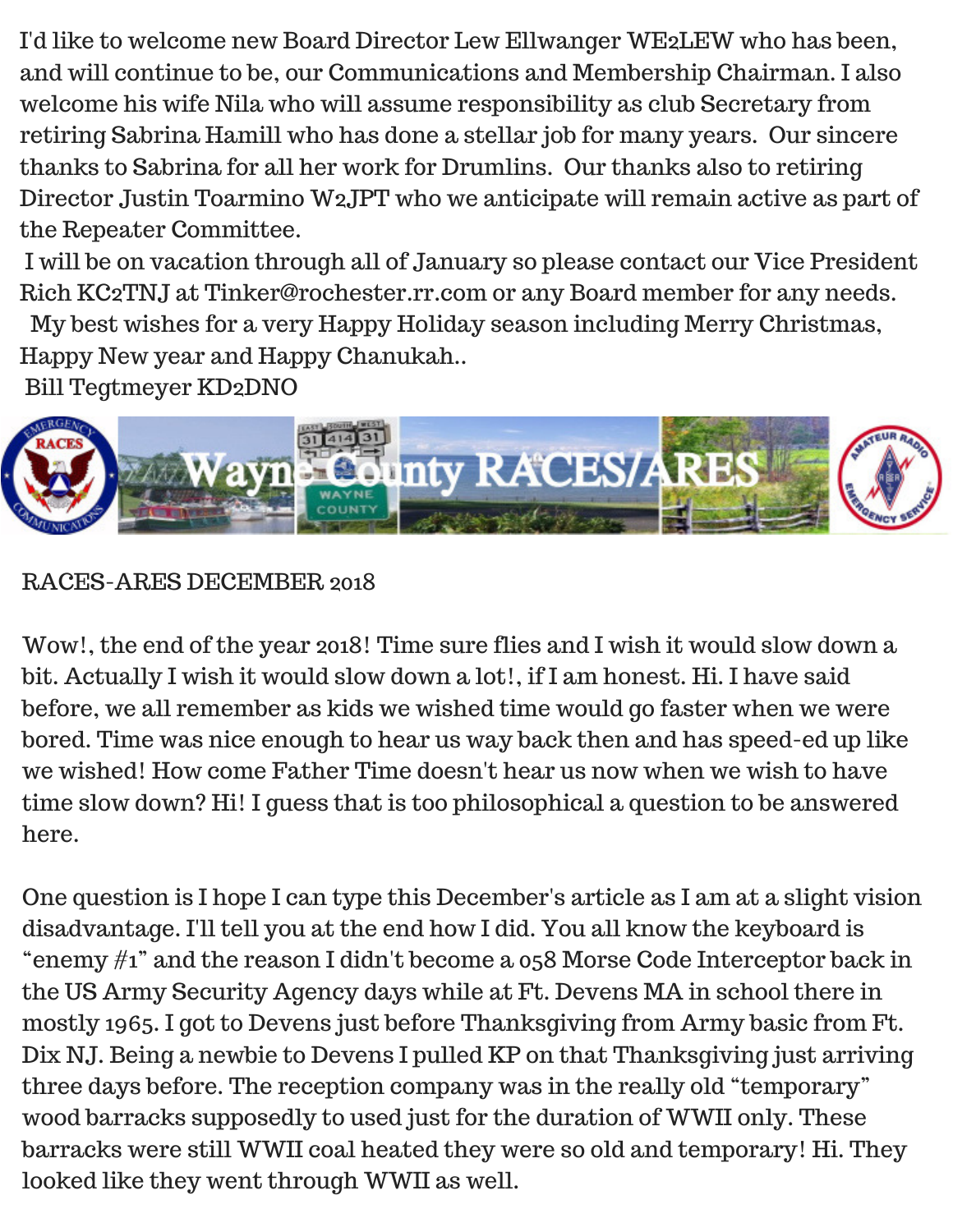I'd like to welcome new Board Director Lew Ellwanger WE2LEW who has been, and will continue to be, our Communications and Membership Chairman. I also welcome his wife Nila who will assume responsibility as club Secretary from retiring Sabrina Hamill who has done a stellar job for many years. Our sincere thanks to Sabrina for all her work for Drumlins. Our thanks also to retiring Director Justin Toarmino W2JPT who we anticipate will remain active as part of the Repeater Committee.

I will be on vacation through all of January so please contact our Vice President Rich KC2TNJ at Tinker@rochester.rr.com or any Board member for any needs.

My best wishes for a very Happy Holiday season including Merry Christmas, Happy New year and Happy Chanukah..

Bill Tegtmeyer KD2DNO

Wayne County RACES/ARES

RACES-ARES DECEMBER 2018

Wow!, the end of the year 2018! Time sure flies and I wish it would slow down a bit. Actually I wish it would slow down a lot!, if I am honest. Hi. I have said before, we all remember as kids we wished time would go faster when we were bored. Time was nice enough to hear us way back then and has speed-ed up like we wished! How come Father Time doesn't hear us now when we wish to have time slow down? Hi! I guess that is too philosophical a question to be answered here.

One question is I hope I can type this December's article as I am at a slight vision disadvantage. I'll tell you at the end how I did. You all know the keyboard is "enemy #1" and the reason I didn't become a 058 Morse Code Interceptor back in the US Army Security Agency days while at Ft. Devens MA in school there in mostly 1965. I got to Devens just before Thanksgiving from Army basic from Ft. Dix NJ. Being a newbie to Devens I pulled KP on that Thanksgiving just arriving three days before. The reception company was in the really old "temporary" wood barracks supposedly to used just for the duration of WWII only. These barracks were still WWII coal heated they were so old and temporary! Hi. They looked like they went through WWII as well.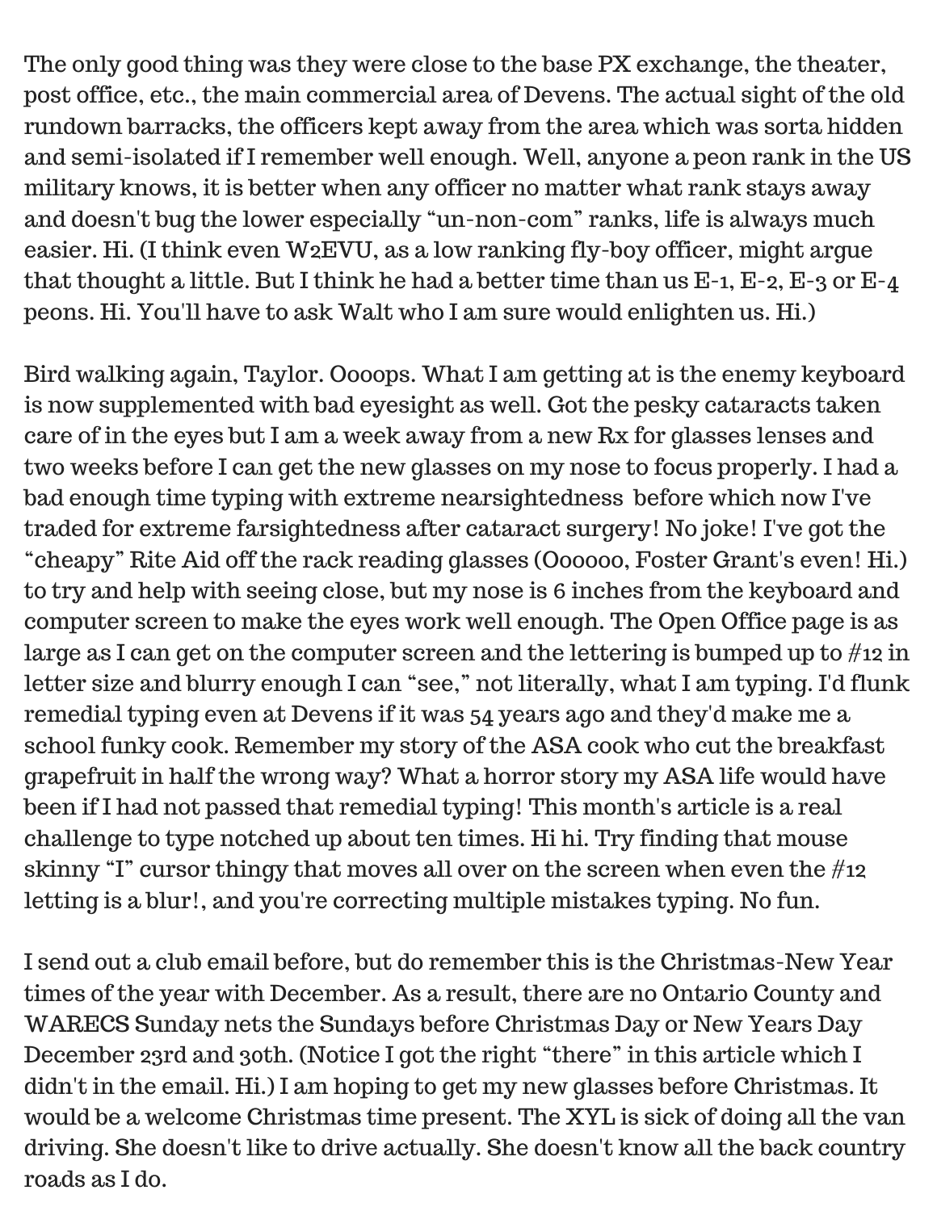The only good thing was they were close to the base PX exchange, the theater, post office, etc., the main commercial area of Devens. The actual sight of the old rundown barracks, the officers kept away from the area which was sorta hidden and semi-isolated if I remember well enough. Well, anyone a peon rank in the US military knows, it is better when any officer no matter what rank stays away and doesn't bug the lower especially "un-non-com" ranks, life is always much easier. Hi. (I think even W2EVU, as a low ranking fly-boy officer, might argue that thought a little. But I think he had a better time than us E-1, E-2, E-3 or E-4 peons. Hi. You'll have to ask Walt who I am sure would enlighten us. Hi.)

Bird walking again, Taylor. Oooops. What I am getting at is the enemy keyboard is now supplemented with bad eyesight as well. Got the pesky cataracts taken care of in the eyes but I am a week away from a new Rx for glasses lenses and two weeks before I can get the new glasses on my nose to focus properly. I had a bad enough time typing with extreme nearsightedness before which now I've traded for extreme farsightedness after cataract surgery! No joke! I've got the "cheapy" Rite Aid off the rack reading glasses (Oooooo, Foster Grant's even! Hi.) to try and help with seeing close, but my nose is 6 inches from the keyboard and computer screen to make the eyes work well enough. The Open Office page is as large as I can get on the computer screen and the lettering is bumped up to #12 in letter size and blurry enough I can "see," not literally, what I am typing. I'd flunk remedial typing even at Devens if it was 54 years ago and they'd make me a school funky cook. Remember my story of the ASA cook who cut the breakfast grapefruit in half the wrong way? What a horror story my ASA life would have been if I had not passed that remedial typing! This month's article is a real challenge to type notched up about ten times. Hi hi. Try finding that mouse skinny "I" cursor thingy that moves all over on the screen when even the #12 letting is a blur!, and you're correcting multiple mistakes typing. No fun.

I send out a club email before, but do remember this is the Christmas-New Year times of the year with December. As a result, there are no Ontario County and WARECS Sunday nets the Sundays before Christmas Day or New Years Day December 23rd and 30th. (Notice I got the right "there" in this article which I didn't in the email. Hi.) I am hoping to get my new glasses before Christmas. It would be a welcome Christmas time present. The XYL is sick of doing all the van driving. She doesn't like to drive actually. She doesn't know all the back country roads as I do.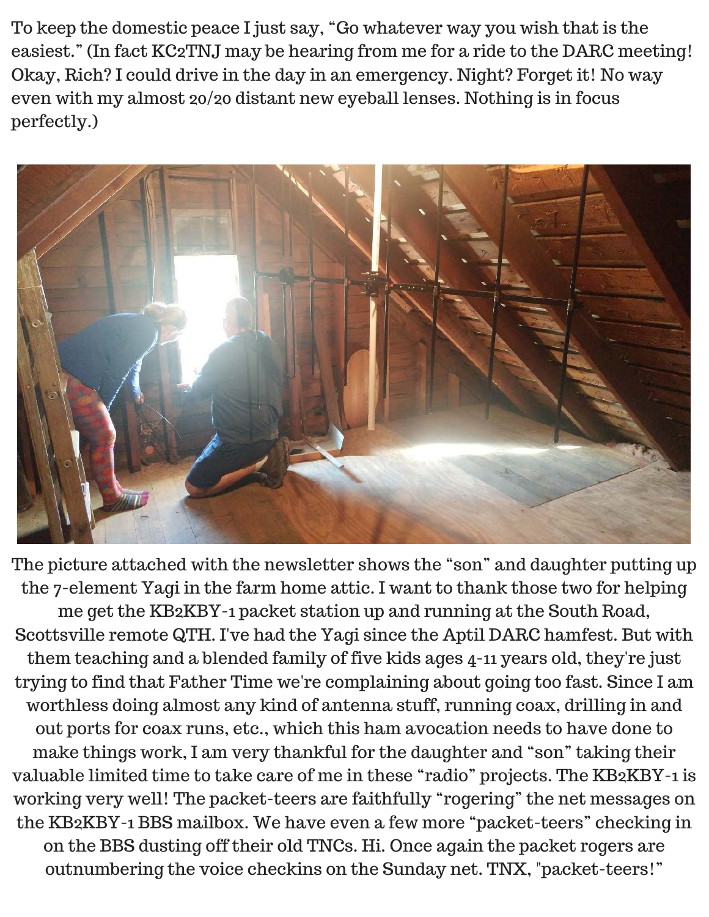To keep the domestic peace I just say, "Go whatever way you wish that is the easiest." (In fact KC2TNJ may be hearing from me for a ride to the DARC meeting! Okay, Rich? I could drive in the day in an emergency. Night? Forget it! No way even with my almost 20/20 distant new eyeball lenses. Nothing is in focus perfectly.)

The picture attached with the newsletter shows the "son" and daughter putting up the 7-element Yagi in the farm home attic. I want to thank those two for helping me get the KB2KBY-1 packet station up and running at the South Road, Scottsville remote QTH. I've had the Yagi since the Aptil DARC hamfest. But with them teaching and a blended family of five kids ages 4-11 years old, they're just trying to find that Father Time we're complaining about going too fast. Since I am worthless doing almost any kind of antenna stuff, running coax, drilling in and out ports for coax runs, etc., which this ham avocation needs to have done to make things work, I am very thankful for the daughter and "son" taking their valuable limited time to take care of me in these "radio" projects. The KB2KBY-1 is working very well! The packet-teers are faithfully "rogering" the net messages on the KB2KBY-1 BBS mailbox. We have even a few more "packet-teers" checking in on the BBS dusting off their old TNCs. Hi. Once again the packet rogers are outnumbering the voice checkins on the Sunday net. TNX, "packet-teers!"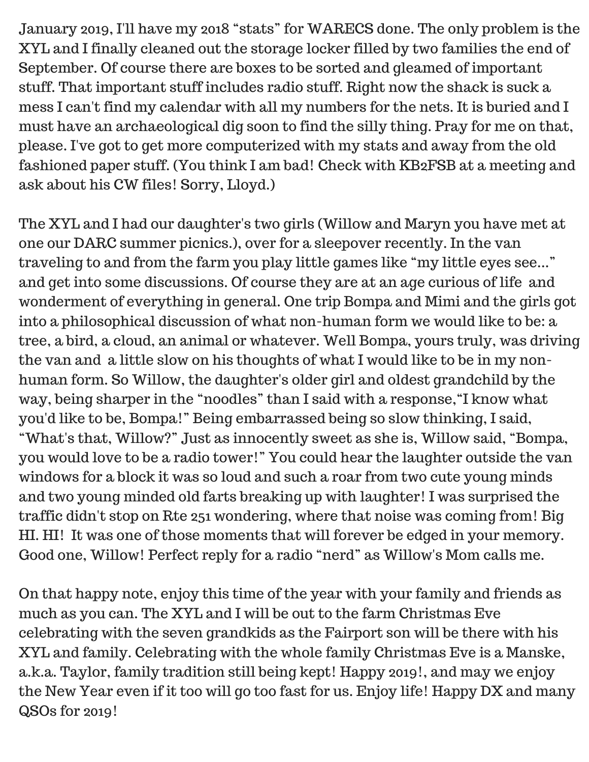January 2019, I'll have my 2018 "stats" for WARECS done. The only problem is the XYL and I finally cleaned out the storage locker filled by two families the end of September. Of course there are boxes to be sorted and gleamed of important stuff. That important stuff includes radio stuff. Right now the shack is suck a mess I can't find my calendar with all my numbers for the nets. It is buried and I must have an archaeological dig soon to find the silly thing. Pray for me on that, please. I've got to get more computerized with my stats and away from the old fashioned paper stuff. (You think I am bad! Check with KB2FSB at a meeting and ask about his CW files! Sorry, Lloyd.)

The XYL and I had our daughter's two girls (Willow and Maryn you have met at one our DARC summer picnics.), over for a sleepover recently. In the van traveling to and from the farm you play little games like "my little eyes see..." and get into some discussions. Of course they are at an age curious of life and wonderment of everything in general. One trip Bompa and Mimi and the girls got into a philosophical discussion of what non-human form we would like to be: a tree, a bird, a cloud, an animal or whatever. Well Bompa, yours truly, was driving the van and a little slow on his thoughts of what I would like to be in my non-human form. So Willow, the daughter's older girl and oldest grandchild by the way, being sharper in the "noodles" than I said with a response,"I know what you'd like to be, Bompa!" Being embarrassed being so slow thinking, I said, "What's that, Willow?" Just as innocently sweet as she is, Willow said, "Bompa, you would love to be a radio tower!" You could hear the laughter outside the van windows for a block it was so loud and such a roar from two cute young minds and two young minded old farts breaking up with laughter! I was surprised the traffic didn't stop on Rte 251 wondering, where that noise was coming from! Big HI. HI! It was one of those moments that will forever be edged in your memory. Good one, Willow! Perfect reply for a radio "nerd" as Willow's Mom calls me.

On that happy note, enjoy this time of the year with your family and friends as much as you can. The XYL and I will be out to the farm Christmas Eve celebrating with the seven grandkids as the Fairport son will be there with his XYL and family. Celebrating with the whole family Christmas Eve is a Manske, a.k.a. Taylor, family tradition still being kept! Happy 2019!, and may we enjoy the New Year even if it too will go too fast for us. Enjoy life! Happy DX and many QSOs for 2019!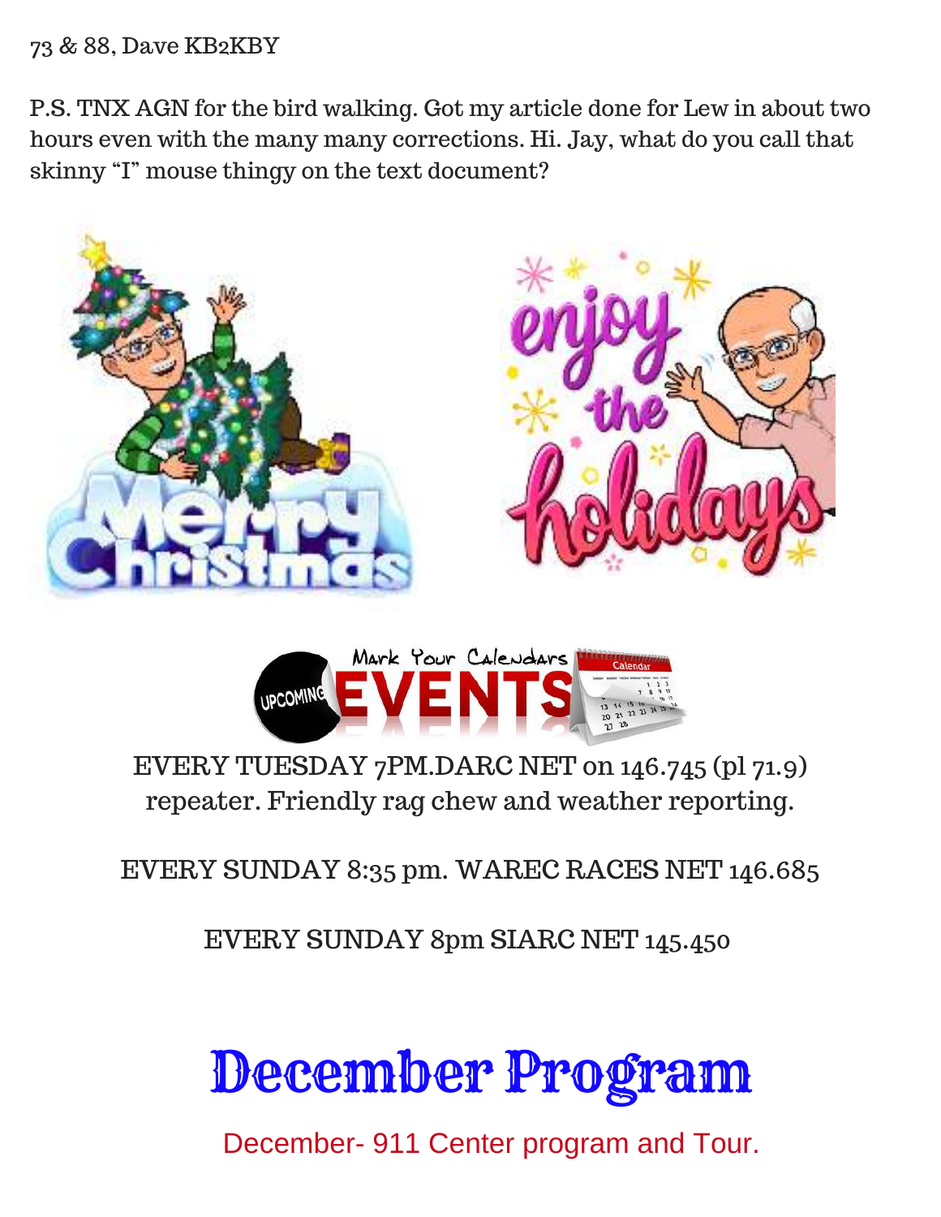73 & 88, Dave KB2KBY

P.S. TNX AGN for the bird walking. Got my article done for Lew in about two hours even with the many many corrections. Hi. Jay, what do you call that skinny “I” mouse thingy on the text document?

EVERY TUESDAY 7PM.DARC NET on 146.745 (pl 71.9) repeater. Friendly rag chew and weather reporting.

EVERY SUNDAY 8:35 pm. WAREC RACES NET 146.685

EVERY SUNDAY 8pm SIARC NET 145.450

# December Program

December- 911 Center program and Tour.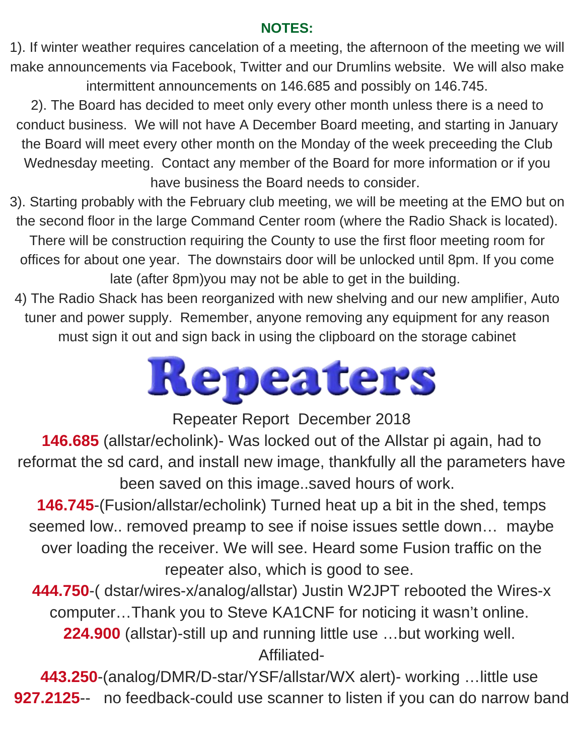## NOTES:

1). If winter weather requires cancelation of a meeting, the afternoon of the meeting we will make announcements via Facebook, Twitter and our Drumlins website. We will also make intermittent announcements on 146.685 and possibly on 146.745.

2). The Board has decided to meet only every other month unless there is a need to conduct business. We will not have A December Board meeting, and starting in January the Board will meet every other month on the Monday of the week preceeding the Club Wednesday meeting. Contact any member of the Board for more information or if you have business the Board needs to consider.

3). Starting probably with the February club meeting, we will be meeting at the EMO but on the second floor in the large Command Center room (where the Radio Shack is located). There will be construction requiring the County to use the first floor meeting room for offices for about one year. The downstairs door will be unlocked until 8pm. If you come late (after 8pm)you may not be able to get in the building.

4) The Radio Shack has been reorganized with new shelving and our new amplifier, Auto tuner and power supply. Remember, anyone removing any equipment for any reason must sign it out and sign back in using the clipboard on the storage cabinet

# Repeaters

Repeater Report December 2018

**146.685** (allstar/echolink)- Was locked out of the Allstar pi again, had to reformat the sd card, and install new image, thankfully all the parameters have been saved on this image..saved hours of work.

**146.745**-(Fusion/allstar/echolink) Turned heat up a bit in the shed, temps seemed low.. removed preamp to see if noise issues settle down… maybe over loading the receiver. We will see. Heard some Fusion traffic on the repeater also, which is good to see.

**444.750**-( dstar/wires-x/analog/allstar) Justin W2JPT rebooted the Wires-x computer…Thank you to Steve KA1CNF for noticing it wasn't online.

**224.900** (allstar)-still up and running little use …but working well.

Affiliated-

**443.250**-(analog/DMR/D-star/YSF/allstar/WX alert)- working …little use

**927.2125**-- no feedback-could use scanner to listen if you can do narrow band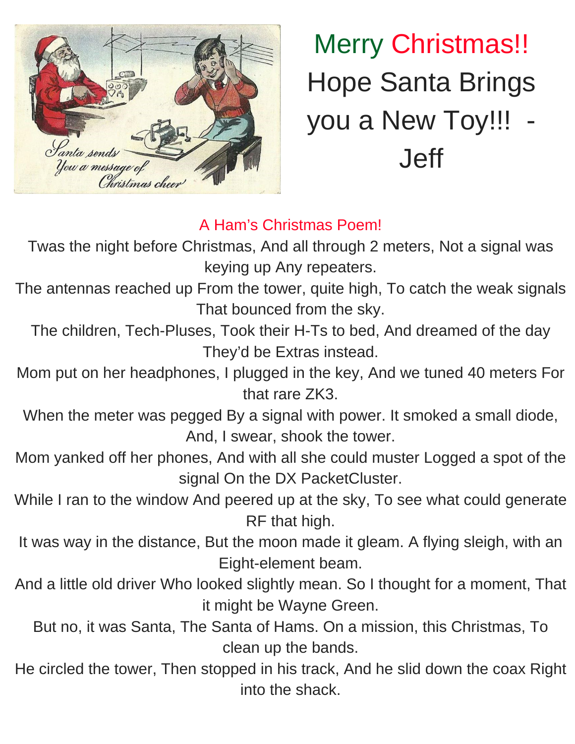# Merry Christmas!!

# Hope Santa Brings you a New Toy!!! - Jeff

## A Ham's Christmas Poem!

Twas the night before Christmas, And all through 2 meters, Not a signal was keying up Any repeaters.

The antennas reached up From the tower, quite high, To catch the weak signals That bounced from the sky.

The children, Tech-Pluses, Took their H-Ts to bed, And dreamed of the day They'd be Extras instead.

Mom put on her headphones, I plugged in the key, And we tuned 40 meters For that rare ZK3.

When the meter was pegged By a signal with power. It smoked a small diode, And, I swear, shook the tower.

Mom yanked off her phones, And with all she could muster Logged a spot of the signal On the DX PacketCluster.

While I ran to the window And peered up at the sky, To see what could generate RF that high.

It was way in the distance, But the moon made it gleam. A flying sleigh, with an Eight-element beam.

And a little old driver Who looked slightly mean. So I thought for a moment, That it might be Wayne Green.

But no, it was Santa, The Santa of Hams. On a mission, this Christmas, To clean up the bands.

He circled the tower, Then stopped in his track, And he slid down the coax Right into the shack.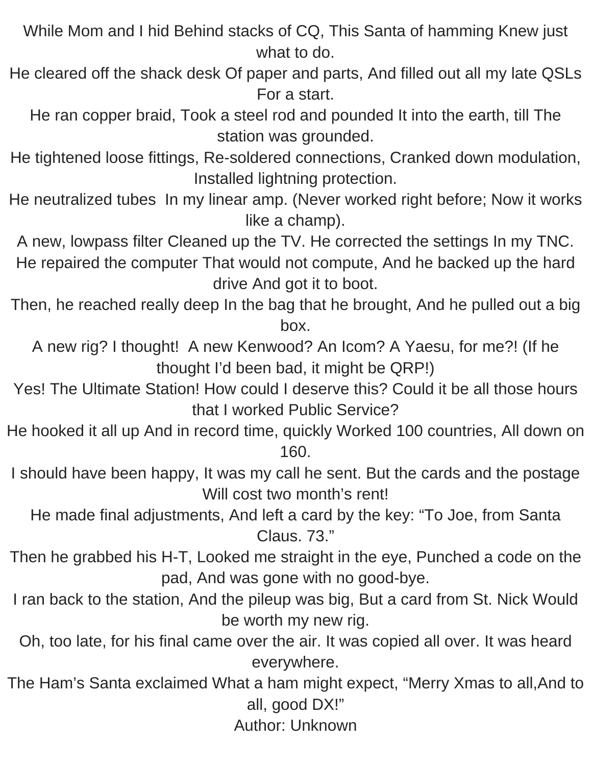While Mom and I hid Behind stacks of CQ, This Santa of hamming Knew just what to do.

He cleared off the shack desk Of paper and parts, And filled out all my late QSLs For a start.

He ran copper braid, Took a steel rod and pounded It into the earth, till The station was grounded.

He tightened loose fittings, Re-soldered connections, Cranked down modulation, Installed lightning protection.

He neutralized tubes  In my linear amp. (Never worked right before; Now it works like a champ).

A new, lowpass filter Cleaned up the TV. He corrected the settings In my TNC.

He repaired the computer That would not compute, And he backed up the hard drive And got it to boot.

Then, he reached really deep In the bag that he brought, And he pulled out a big box.

A new rig? I thought!  A new Kenwood? An Icom? A Yaesu, for me?! (If he thought I'd been bad, it might be QRP!)

Yes! The Ultimate Station! How could I deserve this? Could it be all those hours that I worked Public Service?

He hooked it all up And in record time, quickly Worked 100 countries, All down on 160.

I should have been happy, It was my call he sent. But the cards and the postage Will cost two month's rent!

He made final adjustments, And left a card by the key: "To Joe, from Santa Claus. 73."

Then he grabbed his H-T, Looked me straight in the eye, Punched a code on the pad, And was gone with no good-bye.

I ran back to the station, And the pileup was big, But a card from St. Nick Would be worth my new rig.

Oh, too late, for his final came over the air. It was copied all over. It was heard everywhere.

The Ham's Santa exclaimed What a ham might expect, "Merry Xmas to all,And to all, good DX!"

Author: Unknown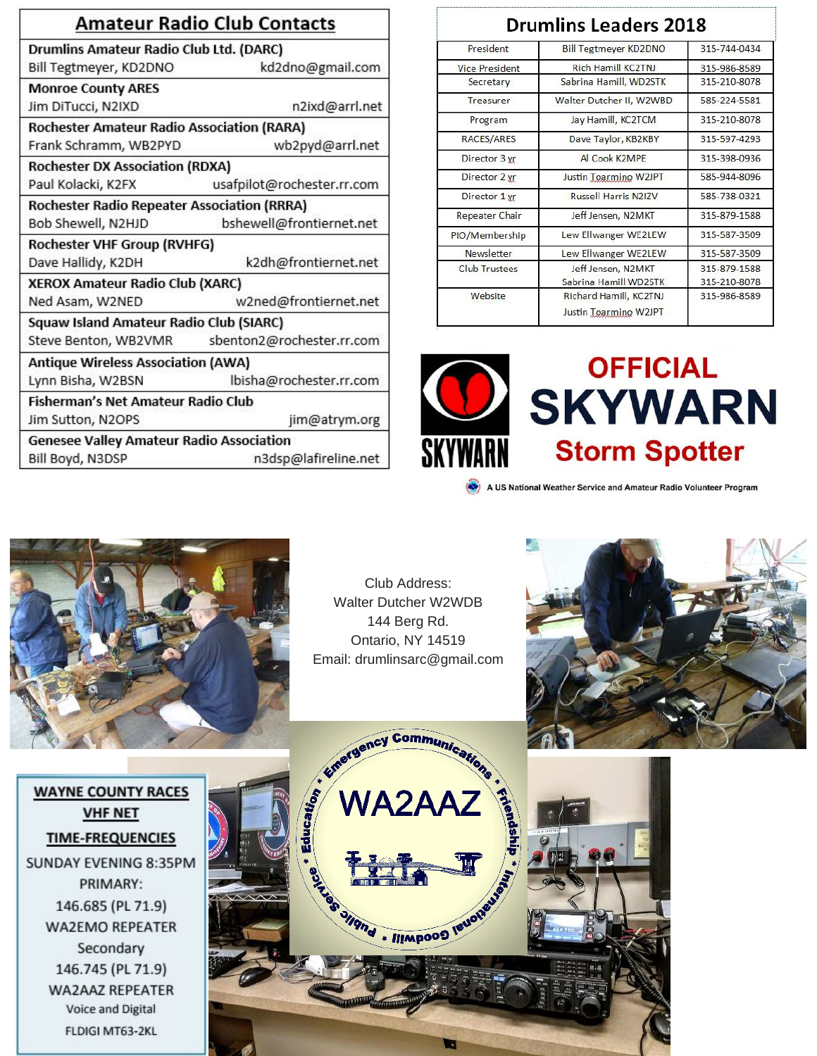## Amateur Radio Club Contacts

| | |
|---|---|
| **Drumlins Amateur Radio Club Ltd. (DARC)** | |
| Bill Tegtmeyer, KD2DNO | kd2dno@gmail.com |
| **Monroe County ARES** | |
| Jim DiTucci, N2IXD | n2ixd@arrl.net |
| **Rochester Amateur Radio Association (RARA)** | |
| Frank Schramm, WB2PYD | wb2pyd@arrl.net |
| **Rochester DX Association (RDXA)** | |
| Paul Kolacki, K2FX | usafpilot@rochester.rr.com |
| **Rochester Radio Repeater Association (RRRA)** | |
| Bob Shewell, N2HJD | bshewell@frontiernet.net |
| **Rochester VHF Group (RVHFG)** | |
| Dave Hallidy, K2DH | k2dh@frontiernet.net |
| **XEROX Amateur Radio Club (XARC)** | |
| Ned Asam, W2NED | w2ned@frontiernet.net |
| **Squaw Island Amateur Radio Club (SIARC)** | |
| Steve Benton, WB2VMR | sbenton2@rochester.rr.com |
| **Antique Wireless Association (AWA)** | |
| Lynn Bisha, W2BSN | lbisha@rochester.rr.com |
| **Fisherman's Net Amateur Radio Club** | |
| Jim Sutton, N2OPS | jim@atrym.org |
| **Genesee Valley Amateur Radio Association** | |
| Bill Boyd, N3DSP | n3dsp@lafireline.net |

## Drumlins Leaders 2018

| | | |
|---|---|---|
| President | Bill Tegtmeyer KD2DNO | 315-744-0434 |
| Vice President | Rich Hamill KC2TNJ | 315-986-8589 |
| Secretary | Sabrina Hamill, WD2STK | 315-210-8078 |
| Treasurer | Walter Dutcher II, W2WBD | 585-224-5581 |
| Program | Jay Hamill, KC2TCM | 315-210-8078 |
| RACES/ARES | Dave Taylor, KB2KBY | 315-597-4293 |
| Director 3 yr | Al Cook K2MPE | 315-398-0936 |
| Director 2 yr | Justin Toarmino W2JPT | 585-944-8096 |
| Director 1 yr | Russell Harris N2IZV | 585-738-0321 |
| Repeater Chair | Jeff Jensen, N2MKT | 315-879-1588 |
| PIO/Membership | Lew Ellwanger WE2LEW | 315-587-3509 |
| Newsletter | Lew Ellwanger WE2LEW | 315-587-3509 |
| Club Trustees | Jeff Jensen, N2MKT<br>Sabrina Hamill WD2STK | 315-879-1588<br>315-210-8078 |
| Website | Richard Hamill, KC2TNJ<br>Justin Toarmino W2JPT | 315-986-8589 |

OFFICIAL SKYWARN Storm Spotter

A US National Weather Service and Amateur Radio Volunteer Program

Club Address:
Walter Dutcher W2WDB
144 Berg Rd.
Ontario, NY 14519
Email: drumlinsarc@gmail.com

**WAYNE COUNTY RACES VHF NET TIME-FREQUENCIES**

SUNDAY EVENING 8:35PM

PRIMARY:
146.685 (PL 71.9)
WA2EMO REPEATER

Secondary
146.745 (PL 71.9)
WA2AAZ REPEATER
Voice and Digital
FLDIGI MT63-2KL

WA2AAZ — Emergency Communications • Friendship • International Goodwill • Public Service • Education